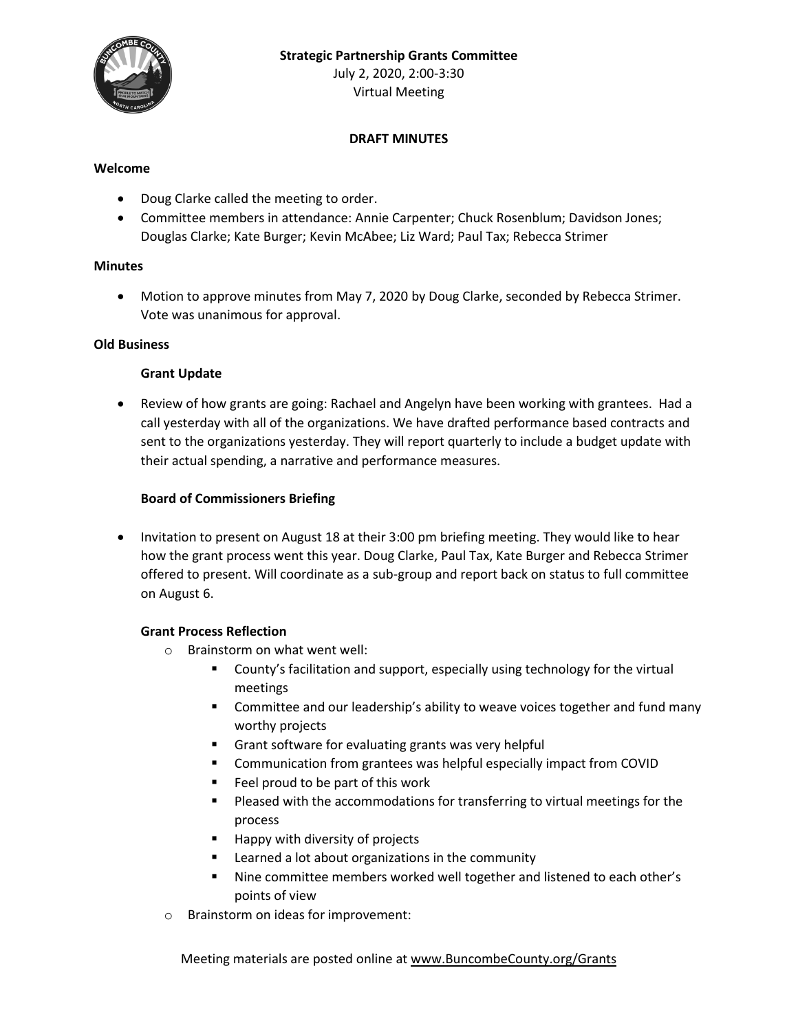**Strategic Partnership Grants Committee**
July 2, 2020, 2:00-3:30
Virtual Meeting

**DRAFT MINUTES**

**Welcome**

- Doug Clarke called the meeting to order.
- Committee members in attendance: Annie Carpenter; Chuck Rosenblum; Davidson Jones; Douglas Clarke; Kate Burger; Kevin McAbee; Liz Ward; Paul Tax; Rebecca Strimer

**Minutes**

- Motion to approve minutes from May 7, 2020 by Doug Clarke, seconded by Rebecca Strimer. Vote was unanimous for approval.

**Old Business**

**Grant Update**

- Review of how grants are going: Rachael and Angelyn have been working with grantees. Had a call yesterday with all of the organizations. We have drafted performance based contracts and sent to the organizations yesterday. They will report quarterly to include a budget update with their actual spending, a narrative and performance measures.

**Board of Commissioners Briefing**

- Invitation to present on August 18 at their 3:00 pm briefing meeting. They would like to hear how the grant process went this year. Doug Clarke, Paul Tax, Kate Burger and Rebecca Strimer offered to present. Will coordinate as a sub-group and report back on status to full committee on August 6.

**Grant Process Reflection**

- Brainstorm on what went well:
  - County's facilitation and support, especially using technology for the virtual meetings
  - Committee and our leadership's ability to weave voices together and fund many worthy projects
  - Grant software for evaluating grants was very helpful
  - Communication from grantees was helpful especially impact from COVID
  - Feel proud to be part of this work
  - Pleased with the accommodations for transferring to virtual meetings for the process
  - Happy with diversity of projects
  - Learned a lot about organizations in the community
  - Nine committee members worked well together and listened to each other's points of view
- Brainstorm on ideas for improvement:

Meeting materials are posted online at www.BuncombeCounty.org/Grants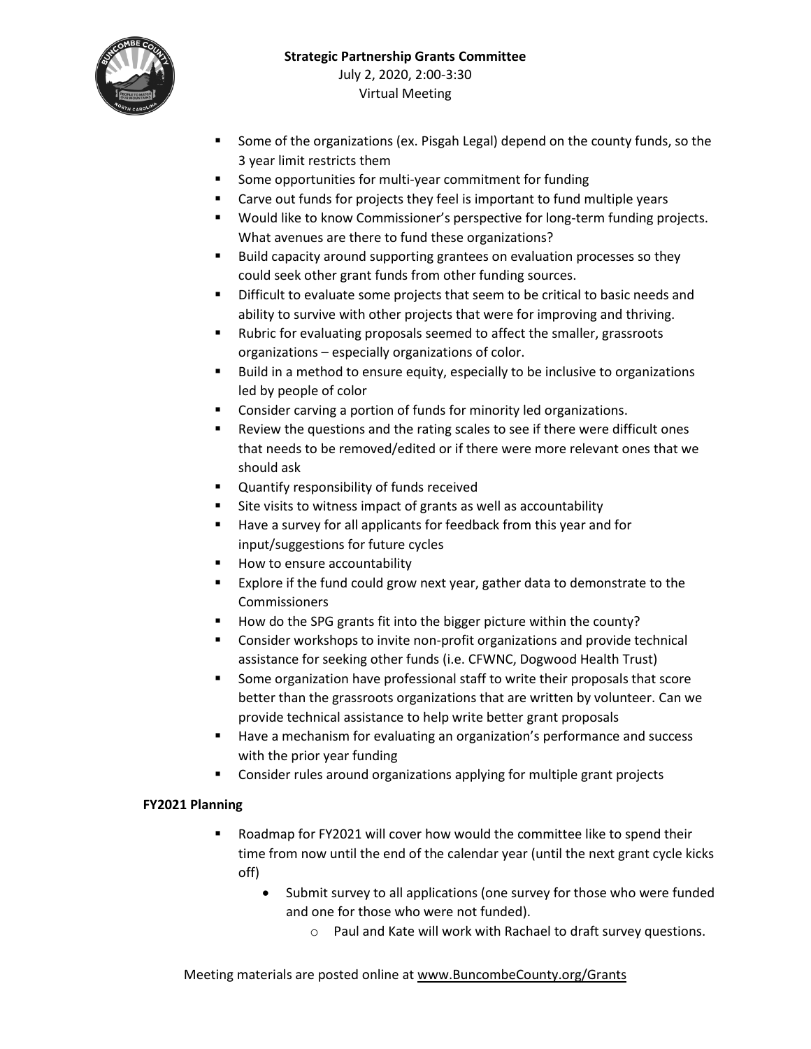- Some of the organizations (ex. Pisgah Legal) depend on the county funds, so the 3 year limit restricts them
- Some opportunities for multi-year commitment for funding
- Carve out funds for projects they feel is important to fund multiple years
- Would like to know Commissioner's perspective for long-term funding projects. What avenues are there to fund these organizations?
- Build capacity around supporting grantees on evaluation processes so they could seek other grant funds from other funding sources.
- Difficult to evaluate some projects that seem to be critical to basic needs and ability to survive with other projects that were for improving and thriving.
- Rubric for evaluating proposals seemed to affect the smaller, grassroots organizations – especially organizations of color.
- Build in a method to ensure equity, especially to be inclusive to organizations led by people of color
- Consider carving a portion of funds for minority led organizations.
- Review the questions and the rating scales to see if there were difficult ones that needs to be removed/edited or if there were more relevant ones that we should ask
- Quantify responsibility of funds received
- Site visits to witness impact of grants as well as accountability
- Have a survey for all applicants for feedback from this year and for input/suggestions for future cycles
- How to ensure accountability
- Explore if the fund could grow next year, gather data to demonstrate to the Commissioners
- How do the SPG grants fit into the bigger picture within the county?
- Consider workshops to invite non-profit organizations and provide technical assistance for seeking other funds (i.e. CFWNC, Dogwood Health Trust)
- Some organization have professional staff to write their proposals that score better than the grassroots organizations that are written by volunteer. Can we provide technical assistance to help write better grant proposals
- Have a mechanism for evaluating an organization's performance and success with the prior year funding
- Consider rules around organizations applying for multiple grant projects

**FY2021 Planning**

- Roadmap for FY2021 will cover how would the committee like to spend their time from now until the end of the calendar year (until the next grant cycle kicks off)
    - Submit survey to all applications (one survey for those who were funded and one for those who were not funded).
        - Paul and Kate will work with Rachael to draft survey questions.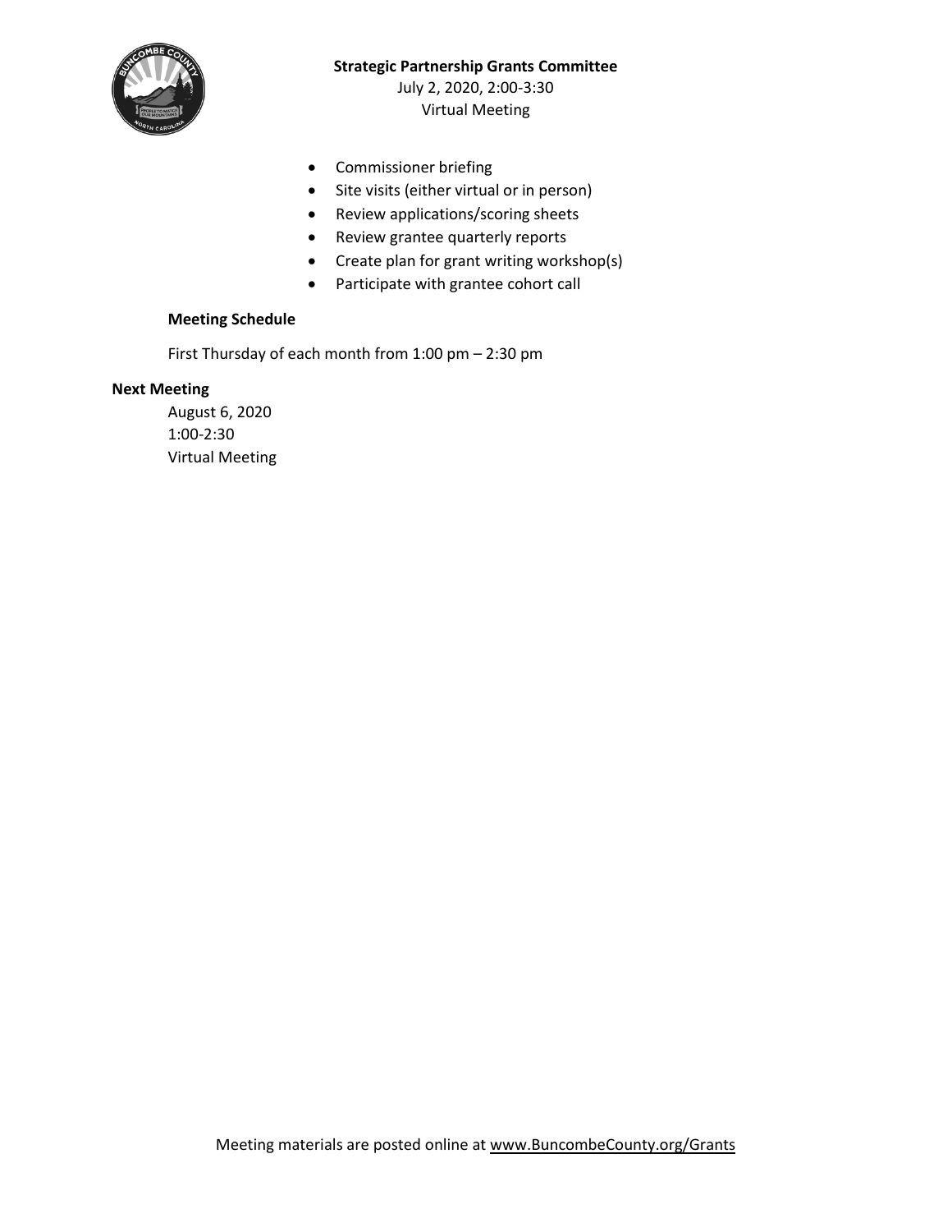**Strategic Partnership Grants Committee**
July 2, 2020, 2:00-3:30
Virtual Meeting

- Commissioner briefing
- Site visits (either virtual or in person)
- Review applications/scoring sheets
- Review grantee quarterly reports
- Create plan for grant writing workshop(s)
- Participate with grantee cohort call

**Meeting Schedule**

First Thursday of each month from 1:00 pm – 2:30 pm

**Next Meeting**

August 6, 2020
1:00-2:30
Virtual Meeting

Meeting materials are posted online at www.BuncombeCounty.org/Grants